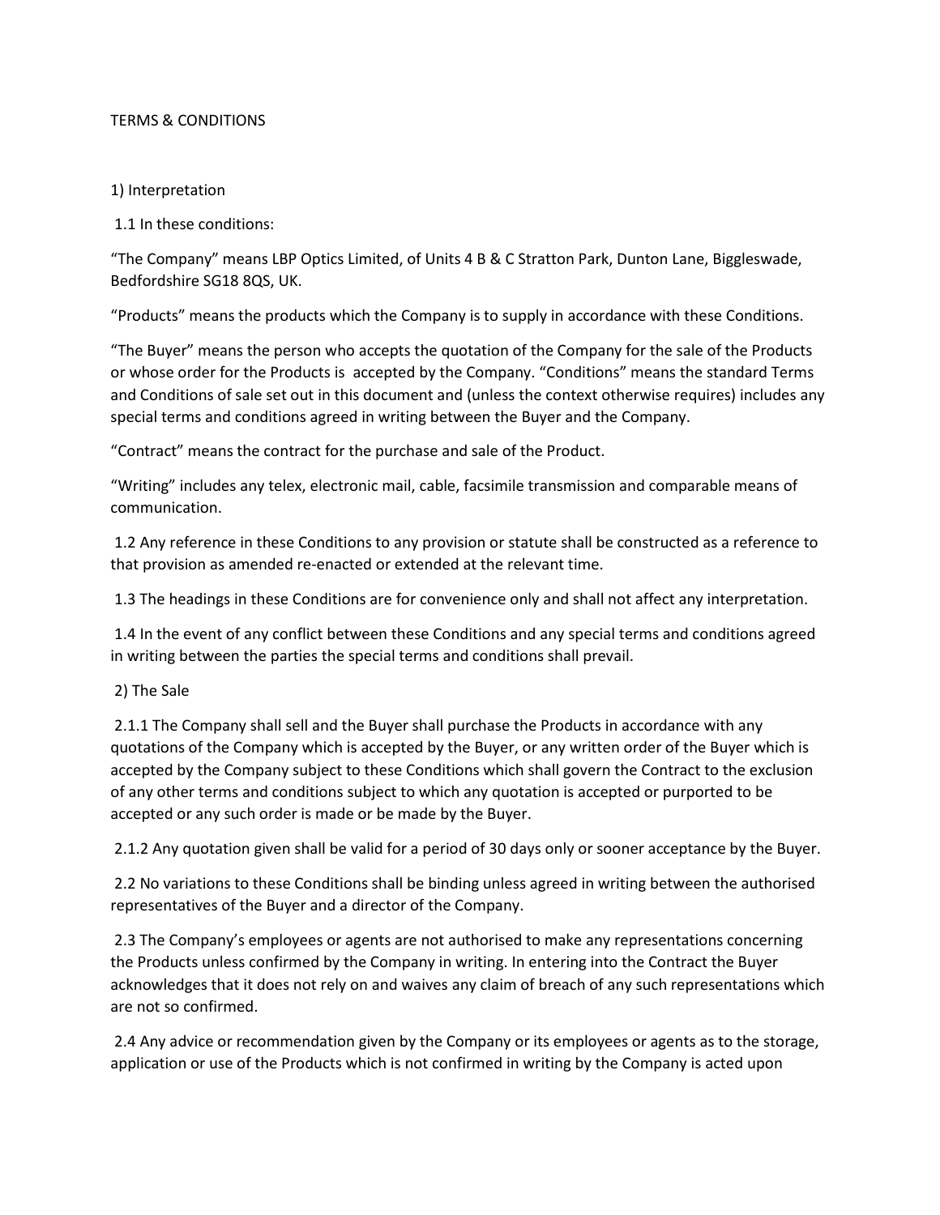# TERMS & CONDITIONS

## 1) Interpretation

1.1 In these conditions:

"The Company" means LBP Optics Limited, of Units 4 B & C Stratton Park, Dunton Lane, Biggleswade, Bedfordshire SG18 8QS, UK.

"Products" means the products which the Company is to supply in accordance with these Conditions.

"The Buyer" means the person who accepts the quotation of the Company for the sale of the Products or whose order for the Products is accepted by the Company. "Conditions" means the standard Terms and Conditions of sale set out in this document and (unless the context otherwise requires) includes any special terms and conditions agreed in writing between the Buyer and the Company.

"Contract" means the contract for the purchase and sale of the Product.

"Writing" includes any telex, electronic mail, cable, facsimile transmission and comparable means of communication.

1.2 Any reference in these Conditions to any provision or statute shall be constructed as a reference to that provision as amended re-enacted or extended at the relevant time.

1.3 The headings in these Conditions are for convenience only and shall not affect any interpretation.

1.4 In the event of any conflict between these Conditions and any special terms and conditions agreed in writing between the parties the special terms and conditions shall prevail.

## 2) The Sale

2.1.1 The Company shall sell and the Buyer shall purchase the Products in accordance with any quotations of the Company which is accepted by the Buyer, or any written order of the Buyer which is accepted by the Company subject to these Conditions which shall govern the Contract to the exclusion of any other terms and conditions subject to which any quotation is accepted or purported to be accepted or any such order is made or be made by the Buyer.

2.1.2 Any quotation given shall be valid for a period of 30 days only or sooner acceptance by the Buyer.

2.2 No variations to these Conditions shall be binding unless agreed in writing between the authorised representatives of the Buyer and a director of the Company.

2.3 The Company's employees or agents are not authorised to make any representations concerning the Products unless confirmed by the Company in writing. In entering into the Contract the Buyer acknowledges that it does not rely on and waives any claim of breach of any such representations which are not so confirmed.

2.4 Any advice or recommendation given by the Company or its employees or agents as to the storage, application or use of the Products which is not confirmed in writing by the Company is acted upon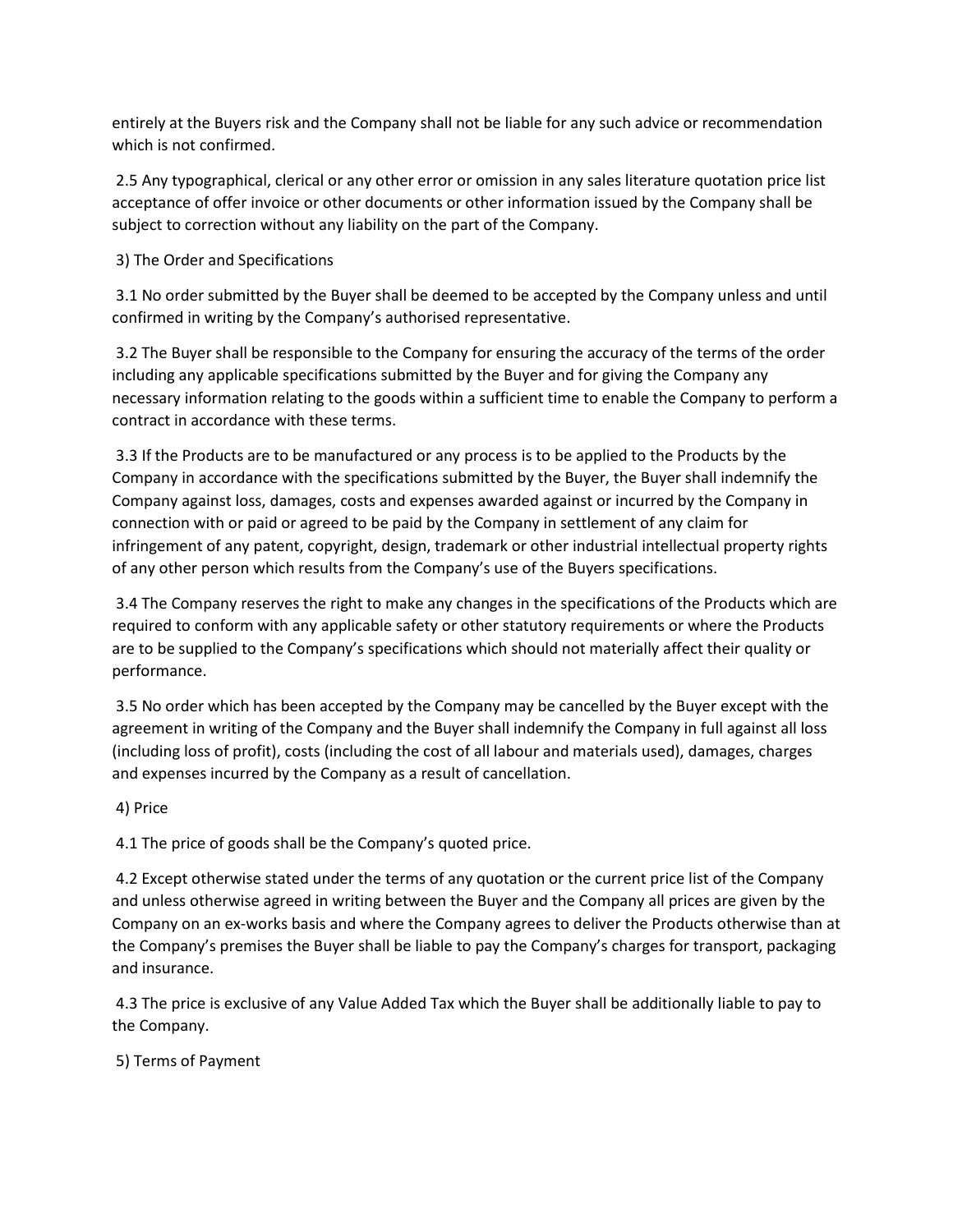entirely at the Buyers risk and the Company shall not be liable for any such advice or recommendation which is not confirmed.

2.5 Any typographical, clerical or any other error or omission in any sales literature quotation price list acceptance of offer invoice or other documents or other information issued by the Company shall be subject to correction without any liability on the part of the Company.

3) The Order and Specifications

3.1 No order submitted by the Buyer shall be deemed to be accepted by the Company unless and until confirmed in writing by the Company's authorised representative.

3.2 The Buyer shall be responsible to the Company for ensuring the accuracy of the terms of the order including any applicable specifications submitted by the Buyer and for giving the Company any necessary information relating to the goods within a sufficient time to enable the Company to perform a contract in accordance with these terms.

3.3 If the Products are to be manufactured or any process is to be applied to the Products by the Company in accordance with the specifications submitted by the Buyer, the Buyer shall indemnify the Company against loss, damages, costs and expenses awarded against or incurred by the Company in connection with or paid or agreed to be paid by the Company in settlement of any claim for infringement of any patent, copyright, design, trademark or other industrial intellectual property rights of any other person which results from the Company's use of the Buyers specifications.

3.4 The Company reserves the right to make any changes in the specifications of the Products which are required to conform with any applicable safety or other statutory requirements or where the Products are to be supplied to the Company's specifications which should not materially affect their quality or performance.

3.5 No order which has been accepted by the Company may be cancelled by the Buyer except with the agreement in writing of the Company and the Buyer shall indemnify the Company in full against all loss (including loss of profit), costs (including the cost of all labour and materials used), damages, charges and expenses incurred by the Company as a result of cancellation.

4) Price

4.1 The price of goods shall be the Company's quoted price.

4.2 Except otherwise stated under the terms of any quotation or the current price list of the Company and unless otherwise agreed in writing between the Buyer and the Company all prices are given by the Company on an ex-works basis and where the Company agrees to deliver the Products otherwise than at the Company's premises the Buyer shall be liable to pay the Company's charges for transport, packaging and insurance.

4.3 The price is exclusive of any Value Added Tax which the Buyer shall be additionally liable to pay to the Company.

5) Terms of Payment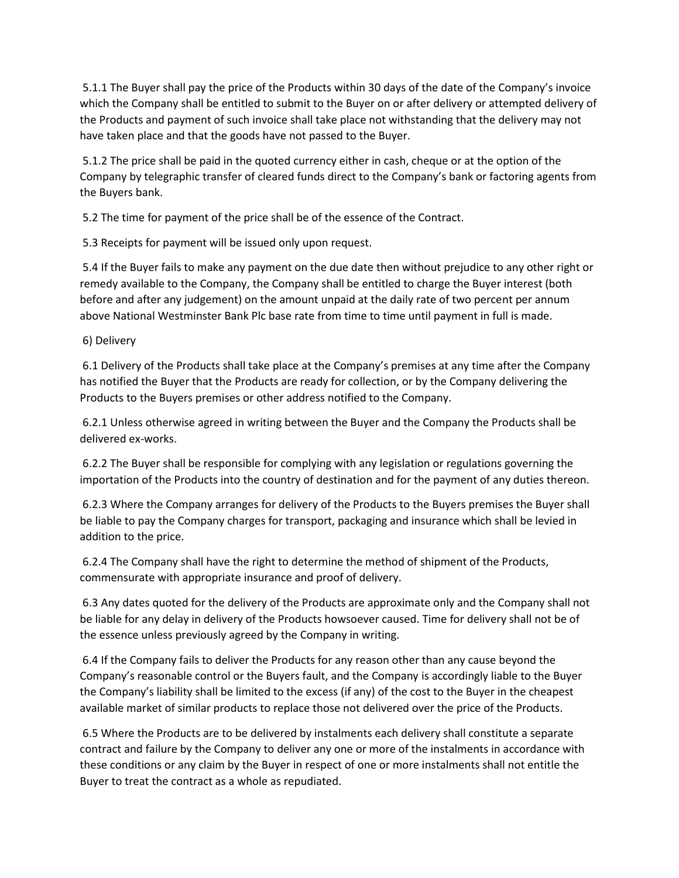5.1.1 The Buyer shall pay the price of the Products within 30 days of the date of the Company's invoice which the Company shall be entitled to submit to the Buyer on or after delivery or attempted delivery of the Products and payment of such invoice shall take place not withstanding that the delivery may not have taken place and that the goods have not passed to the Buyer.

5.1.2 The price shall be paid in the quoted currency either in cash, cheque or at the option of the Company by telegraphic transfer of cleared funds direct to the Company's bank or factoring agents from the Buyers bank.

5.2 The time for payment of the price shall be of the essence of the Contract.

5.3 Receipts for payment will be issued only upon request.

5.4 If the Buyer fails to make any payment on the due date then without prejudice to any other right or remedy available to the Company, the Company shall be entitled to charge the Buyer interest (both before and after any judgement) on the amount unpaid at the daily rate of two percent per annum above National Westminster Bank Plc base rate from time to time until payment in full is made.

6) Delivery

6.1 Delivery of the Products shall take place at the Company's premises at any time after the Company has notified the Buyer that the Products are ready for collection, or by the Company delivering the Products to the Buyers premises or other address notified to the Company.

6.2.1 Unless otherwise agreed in writing between the Buyer and the Company the Products shall be delivered ex-works.

6.2.2 The Buyer shall be responsible for complying with any legislation or regulations governing the importation of the Products into the country of destination and for the payment of any duties thereon.

6.2.3 Where the Company arranges for delivery of the Products to the Buyers premises the Buyer shall be liable to pay the Company charges for transport, packaging and insurance which shall be levied in addition to the price.

6.2.4 The Company shall have the right to determine the method of shipment of the Products, commensurate with appropriate insurance and proof of delivery.

6.3 Any dates quoted for the delivery of the Products are approximate only and the Company shall not be liable for any delay in delivery of the Products howsoever caused. Time for delivery shall not be of the essence unless previously agreed by the Company in writing.

6.4 If the Company fails to deliver the Products for any reason other than any cause beyond the Company's reasonable control or the Buyers fault, and the Company is accordingly liable to the Buyer the Company's liability shall be limited to the excess (if any) of the cost to the Buyer in the cheapest available market of similar products to replace those not delivered over the price of the Products.

6.5 Where the Products are to be delivered by instalments each delivery shall constitute a separate contract and failure by the Company to deliver any one or more of the instalments in accordance with these conditions or any claim by the Buyer in respect of one or more instalments shall not entitle the Buyer to treat the contract as a whole as repudiated.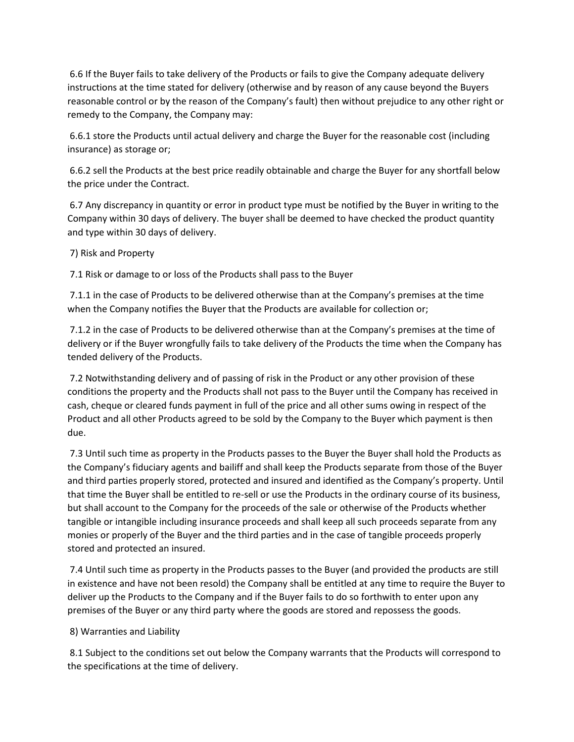6.6 If the Buyer fails to take delivery of the Products or fails to give the Company adequate delivery instructions at the time stated for delivery (otherwise and by reason of any cause beyond the Buyers reasonable control or by the reason of the Company's fault) then without prejudice to any other right or remedy to the Company, the Company may:

6.6.1 store the Products until actual delivery and charge the Buyer for the reasonable cost (including insurance) as storage or;

6.6.2 sell the Products at the best price readily obtainable and charge the Buyer for any shortfall below the price under the Contract.

6.7 Any discrepancy in quantity or error in product type must be notified by the Buyer in writing to the Company within 30 days of delivery. The buyer shall be deemed to have checked the product quantity and type within 30 days of delivery.

## 7) Risk and Property

7.1 Risk or damage to or loss of the Products shall pass to the Buyer

7.1.1 in the case of Products to be delivered otherwise than at the Company's premises at the time when the Company notifies the Buyer that the Products are available for collection or;

7.1.2 in the case of Products to be delivered otherwise than at the Company's premises at the time of delivery or if the Buyer wrongfully fails to take delivery of the Products the time when the Company has tended delivery of the Products.

7.2 Notwithstanding delivery and of passing of risk in the Product or any other provision of these conditions the property and the Products shall not pass to the Buyer until the Company has received in cash, cheque or cleared funds payment in full of the price and all other sums owing in respect of the Product and all other Products agreed to be sold by the Company to the Buyer which payment is then due.

7.3 Until such time as property in the Products passes to the Buyer the Buyer shall hold the Products as the Company's fiduciary agents and bailiff and shall keep the Products separate from those of the Buyer and third parties properly stored, protected and insured and identified as the Company's property. Until that time the Buyer shall be entitled to re-sell or use the Products in the ordinary course of its business, but shall account to the Company for the proceeds of the sale or otherwise of the Products whether tangible or intangible including insurance proceeds and shall keep all such proceeds separate from any monies or properly of the Buyer and the third parties and in the case of tangible proceeds properly stored and protected an insured.

7.4 Until such time as property in the Products passes to the Buyer (and provided the products are still in existence and have not been resold) the Company shall be entitled at any time to require the Buyer to deliver up the Products to the Company and if the Buyer fails to do so forthwith to enter upon any premises of the Buyer or any third party where the goods are stored and repossess the goods.

## 8) Warranties and Liability

8.1 Subject to the conditions set out below the Company warrants that the Products will correspond to the specifications at the time of delivery.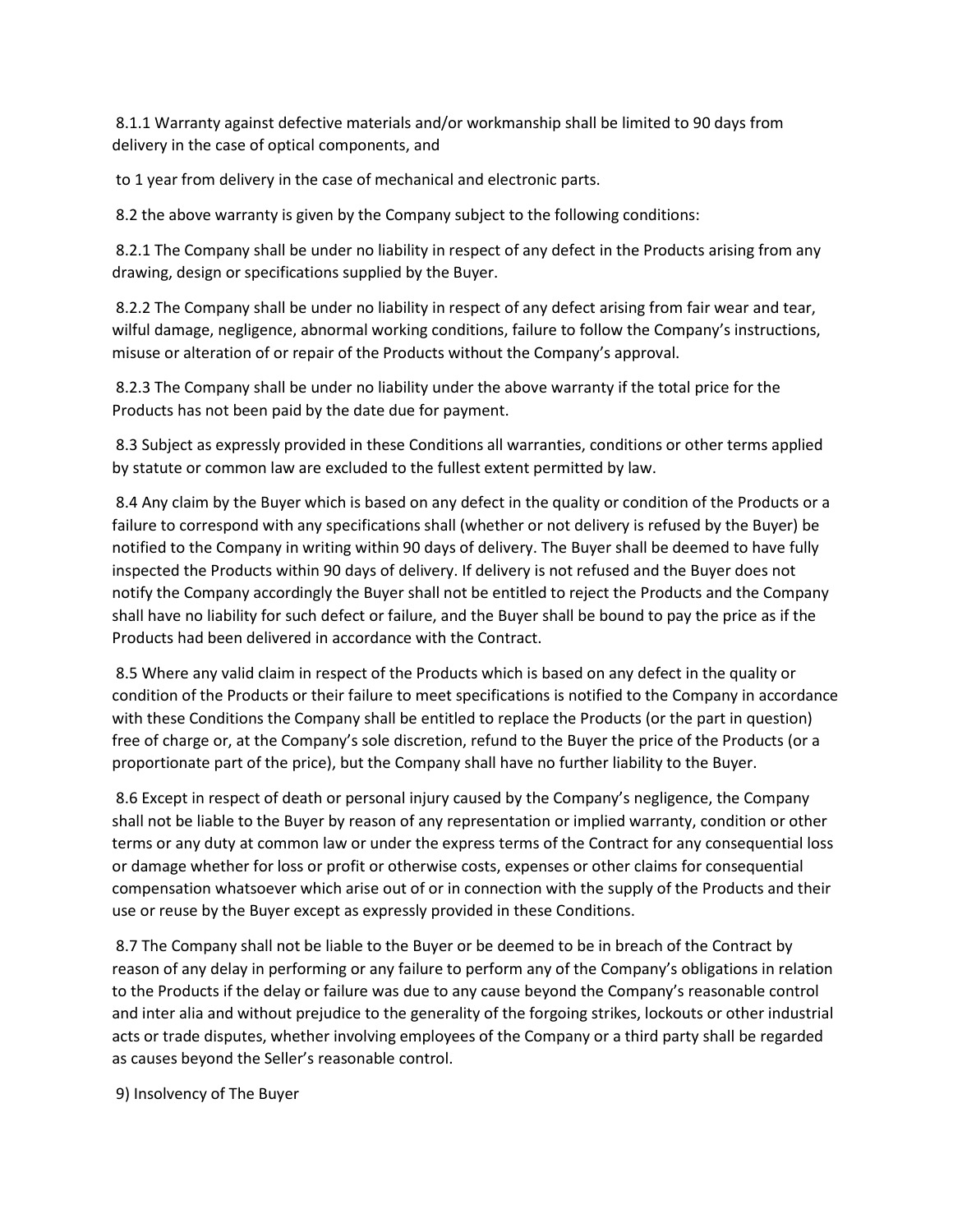8.1.1 Warranty against defective materials and/or workmanship shall be limited to 90 days from delivery in the case of optical components, and

to 1 year from delivery in the case of mechanical and electronic parts.

8.2 the above warranty is given by the Company subject to the following conditions:

8.2.1 The Company shall be under no liability in respect of any defect in the Products arising from any drawing, design or specifications supplied by the Buyer.

8.2.2 The Company shall be under no liability in respect of any defect arising from fair wear and tear, wilful damage, negligence, abnormal working conditions, failure to follow the Company's instructions, misuse or alteration of or repair of the Products without the Company's approval.

8.2.3 The Company shall be under no liability under the above warranty if the total price for the Products has not been paid by the date due for payment.

8.3 Subject as expressly provided in these Conditions all warranties, conditions or other terms applied by statute or common law are excluded to the fullest extent permitted by law.

8.4 Any claim by the Buyer which is based on any defect in the quality or condition of the Products or a failure to correspond with any specifications shall (whether or not delivery is refused by the Buyer) be notified to the Company in writing within 90 days of delivery. The Buyer shall be deemed to have fully inspected the Products within 90 days of delivery. If delivery is not refused and the Buyer does not notify the Company accordingly the Buyer shall not be entitled to reject the Products and the Company shall have no liability for such defect or failure, and the Buyer shall be bound to pay the price as if the Products had been delivered in accordance with the Contract.

8.5 Where any valid claim in respect of the Products which is based on any defect in the quality or condition of the Products or their failure to meet specifications is notified to the Company in accordance with these Conditions the Company shall be entitled to replace the Products (or the part in question) free of charge or, at the Company's sole discretion, refund to the Buyer the price of the Products (or a proportionate part of the price), but the Company shall have no further liability to the Buyer.

8.6 Except in respect of death or personal injury caused by the Company's negligence, the Company shall not be liable to the Buyer by reason of any representation or implied warranty, condition or other terms or any duty at common law or under the express terms of the Contract for any consequential loss or damage whether for loss or profit or otherwise costs, expenses or other claims for consequential compensation whatsoever which arise out of or in connection with the supply of the Products and their use or reuse by the Buyer except as expressly provided in these Conditions.

8.7 The Company shall not be liable to the Buyer or be deemed to be in breach of the Contract by reason of any delay in performing or any failure to perform any of the Company's obligations in relation to the Products if the delay or failure was due to any cause beyond the Company's reasonable control and inter alia and without prejudice to the generality of the forgoing strikes, lockouts or other industrial acts or trade disputes, whether involving employees of the Company or a third party shall be regarded as causes beyond the Seller's reasonable control.

9) Insolvency of The Buyer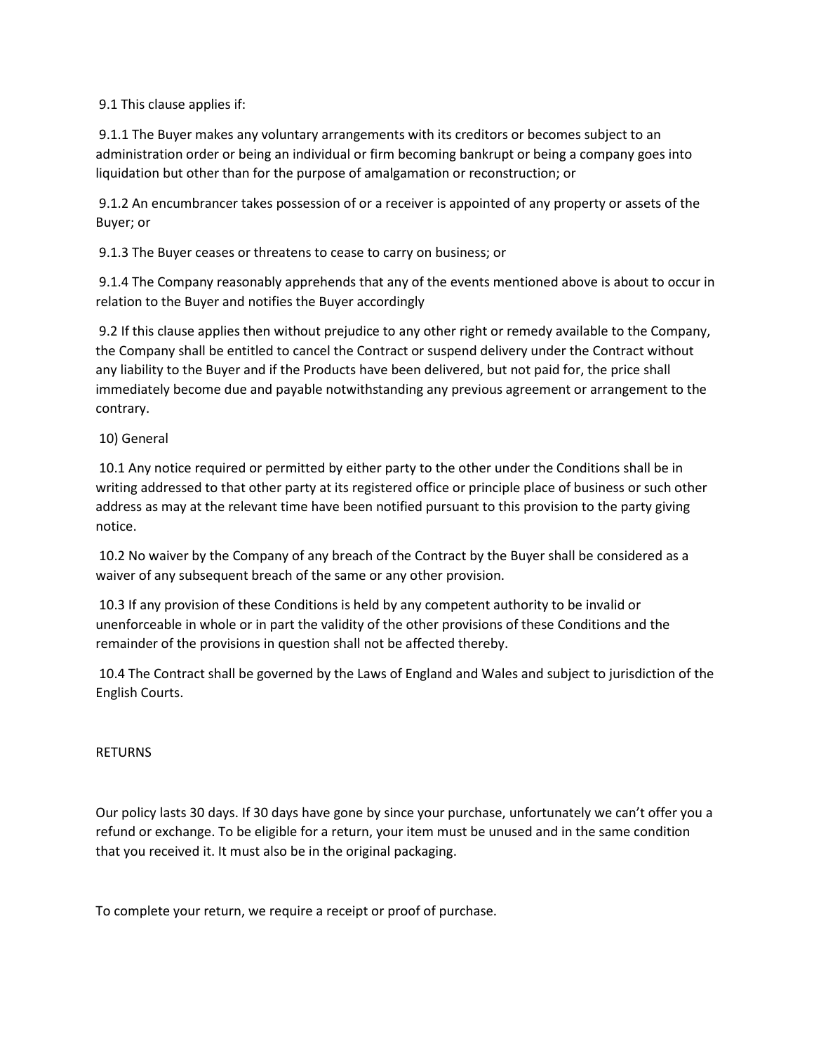9.1 This clause applies if:

9.1.1 The Buyer makes any voluntary arrangements with its creditors or becomes subject to an administration order or being an individual or firm becoming bankrupt or being a company goes into liquidation but other than for the purpose of amalgamation or reconstruction; or

9.1.2 An encumbrancer takes possession of or a receiver is appointed of any property or assets of the Buyer; or

9.1.3 The Buyer ceases or threatens to cease to carry on business; or

9.1.4 The Company reasonably apprehends that any of the events mentioned above is about to occur in relation to the Buyer and notifies the Buyer accordingly

9.2 If this clause applies then without prejudice to any other right or remedy available to the Company, the Company shall be entitled to cancel the Contract or suspend delivery under the Contract without any liability to the Buyer and if the Products have been delivered, but not paid for, the price shall immediately become due and payable notwithstanding any previous agreement or arrangement to the contrary.

10) General

10.1 Any notice required or permitted by either party to the other under the Conditions shall be in writing addressed to that other party at its registered office or principle place of business or such other address as may at the relevant time have been notified pursuant to this provision to the party giving notice.

10.2 No waiver by the Company of any breach of the Contract by the Buyer shall be considered as a waiver of any subsequent breach of the same or any other provision.

10.3 If any provision of these Conditions is held by any competent authority to be invalid or unenforceable in whole or in part the validity of the other provisions of these Conditions and the remainder of the provisions in question shall not be affected thereby.

10.4 The Contract shall be governed by the Laws of England and Wales and subject to jurisdiction of the English Courts.

RETURNS

Our policy lasts 30 days. If 30 days have gone by since your purchase, unfortunately we can't offer you a refund or exchange. To be eligible for a return, your item must be unused and in the same condition that you received it. It must also be in the original packaging.

To complete your return, we require a receipt or proof of purchase.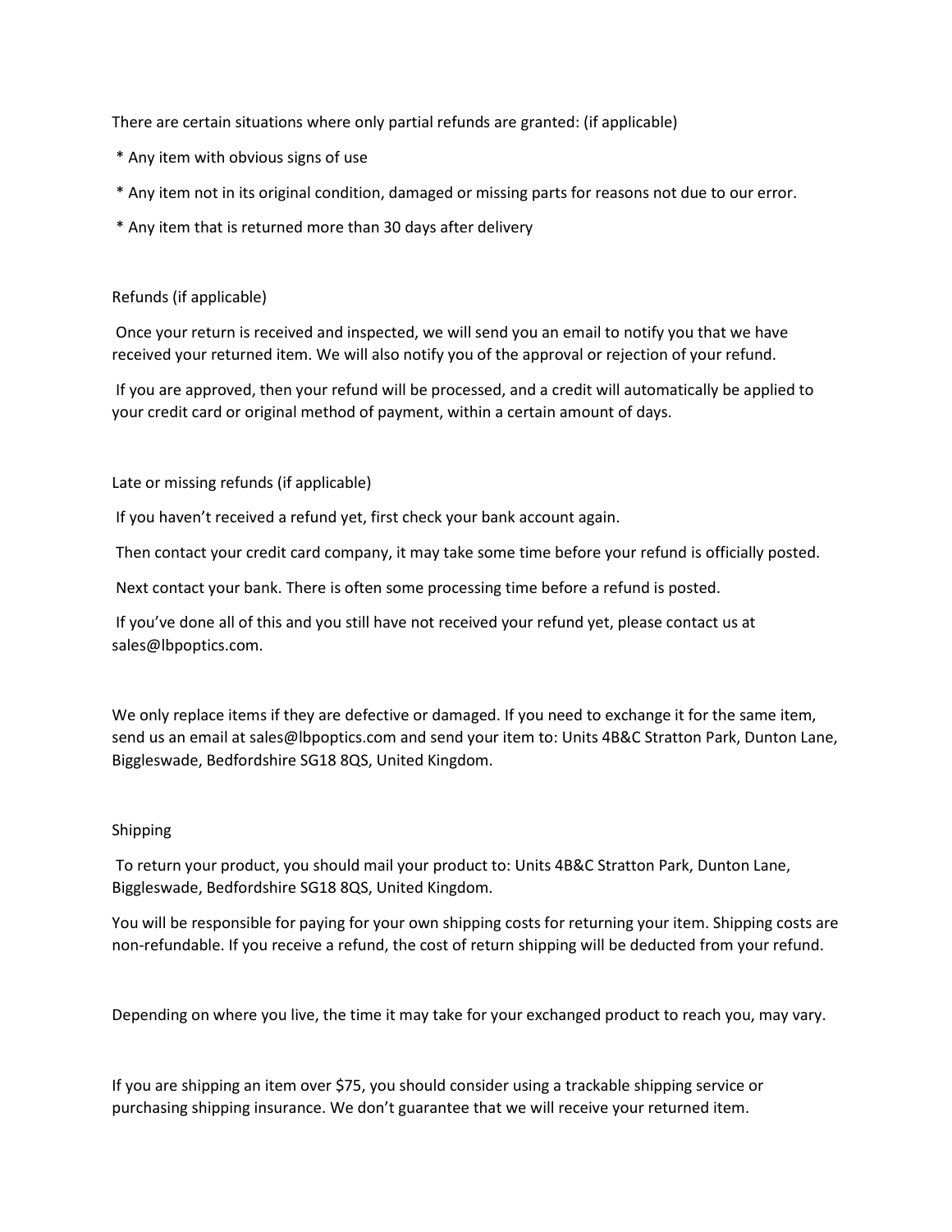There are certain situations where only partial refunds are granted: (if applicable)

* Any item with obvious signs of use

* Any item not in its original condition, damaged or missing parts for reasons not due to our error.

* Any item that is returned more than 30 days after delivery

## Refunds (if applicable)

Once your return is received and inspected, we will send you an email to notify you that we have received your returned item. We will also notify you of the approval or rejection of your refund.

If you are approved, then your refund will be processed, and a credit will automatically be applied to your credit card or original method of payment, within a certain amount of days.

## Late or missing refunds (if applicable)

If you haven't received a refund yet, first check your bank account again.

Then contact your credit card company, it may take some time before your refund is officially posted.

Next contact your bank. There is often some processing time before a refund is posted.

If you've done all of this and you still have not received your refund yet, please contact us at sales@lbpoptics.com.

We only replace items if they are defective or damaged. If you need to exchange it for the same item, send us an email at sales@lbpoptics.com and send your item to: Units 4B&C Stratton Park, Dunton Lane, Biggleswade, Bedfordshire SG18 8QS, United Kingdom.

## Shipping

To return your product, you should mail your product to: Units 4B&C Stratton Park, Dunton Lane, Biggleswade, Bedfordshire SG18 8QS, United Kingdom.

You will be responsible for paying for your own shipping costs for returning your item. Shipping costs are non-refundable. If you receive a refund, the cost of return shipping will be deducted from your refund.

Depending on where you live, the time it may take for your exchanged product to reach you, may vary.

If you are shipping an item over $75, you should consider using a trackable shipping service or purchasing shipping insurance. We don't guarantee that we will receive your returned item.